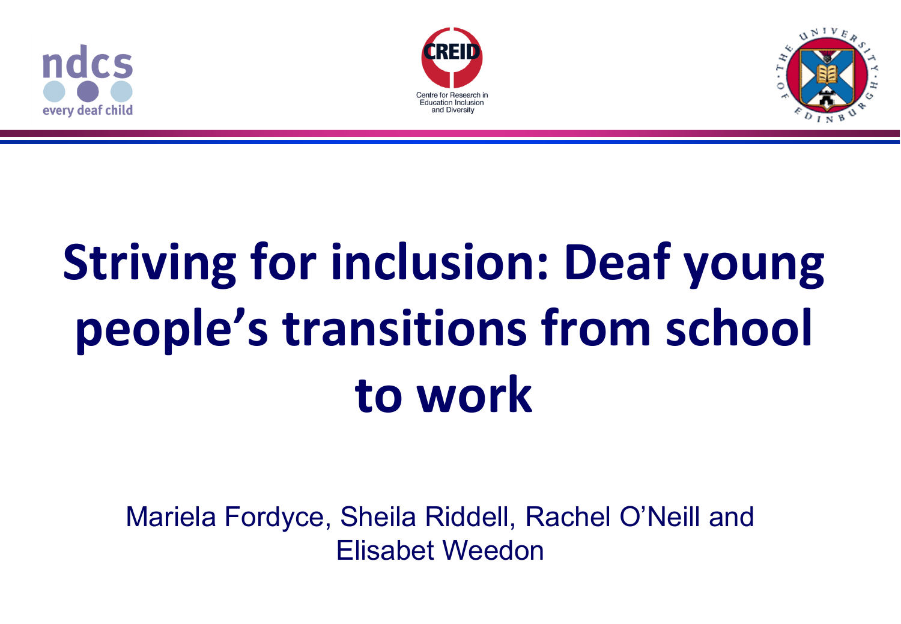ndcs every deaf child

CREID Centre for Research in Education Inclusion and Diversity

# Striving for inclusion: Deaf young people's transitions from school to work

Mariela Fordyce, Sheila Riddell, Rachel O'Neill and Elisabet Weedon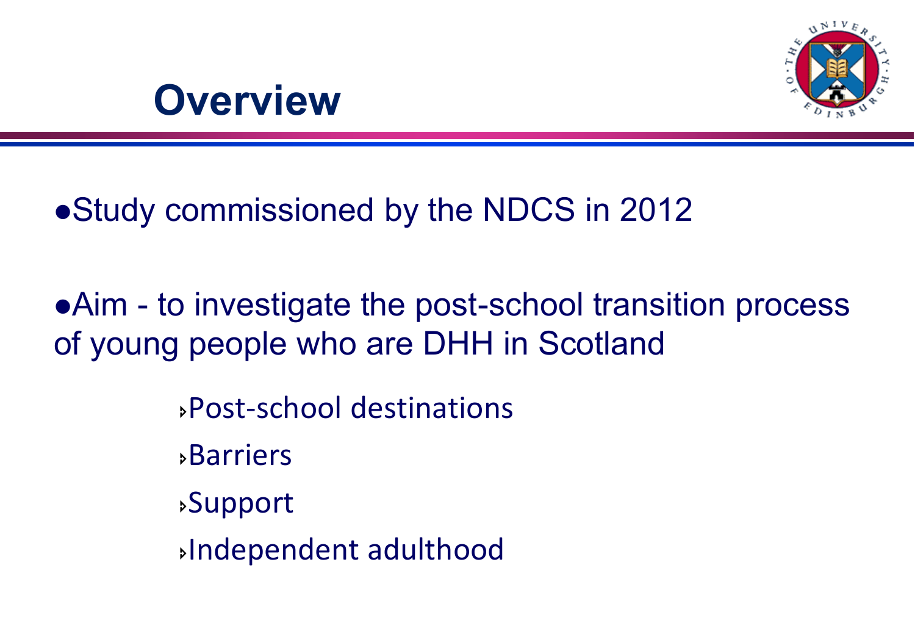# Overview

- Study commissioned by the NDCS in 2012
- Aim - to investigate the post-school transition process of young people who are DHH in Scotland
    - Post-school destinations
    - Barriers
    - Support
    - Independent adulthood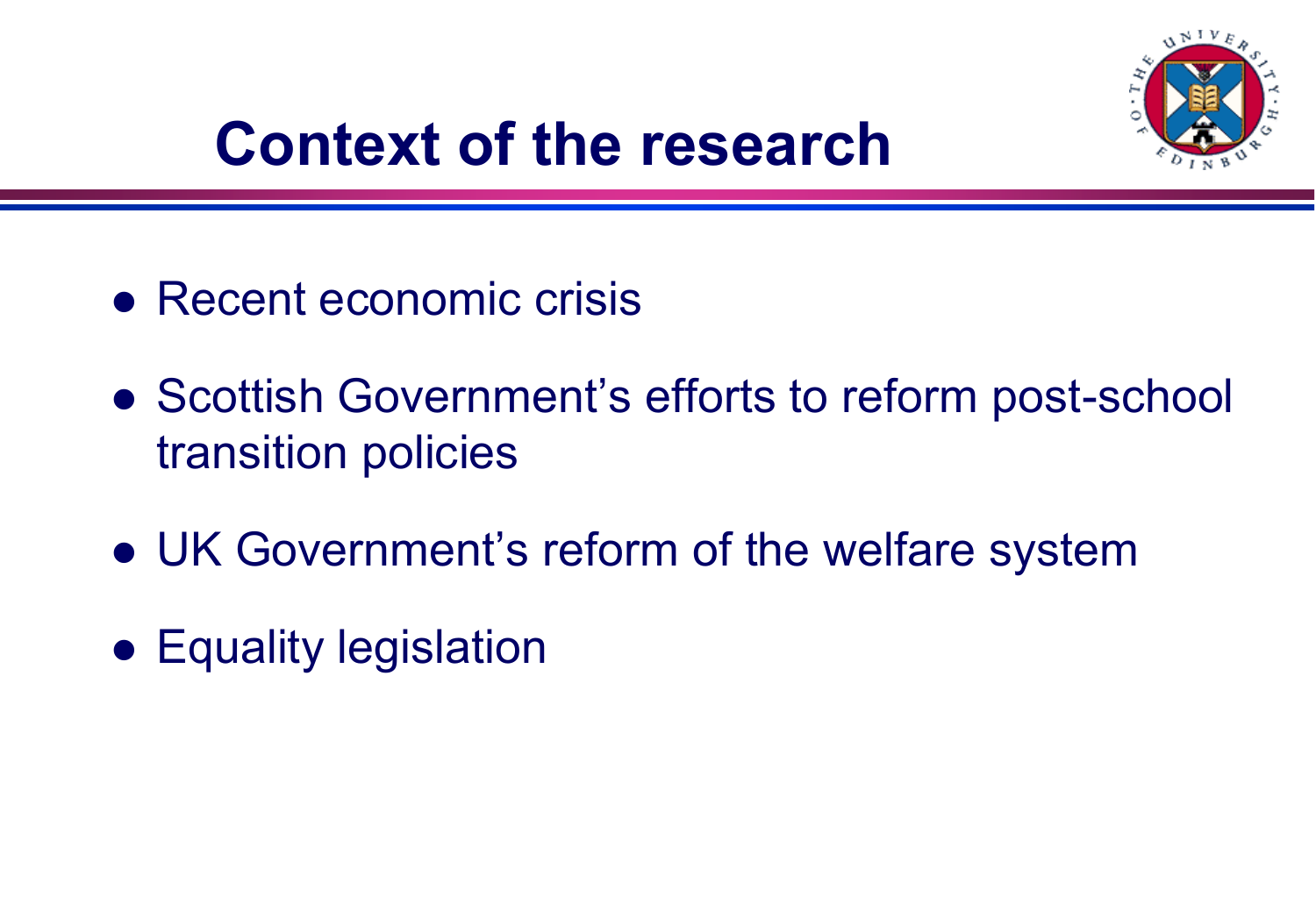# Context of the research

- Recent economic crisis
- Scottish Government's efforts to reform post-school transition policies
- UK Government's reform of the welfare system
- Equality legislation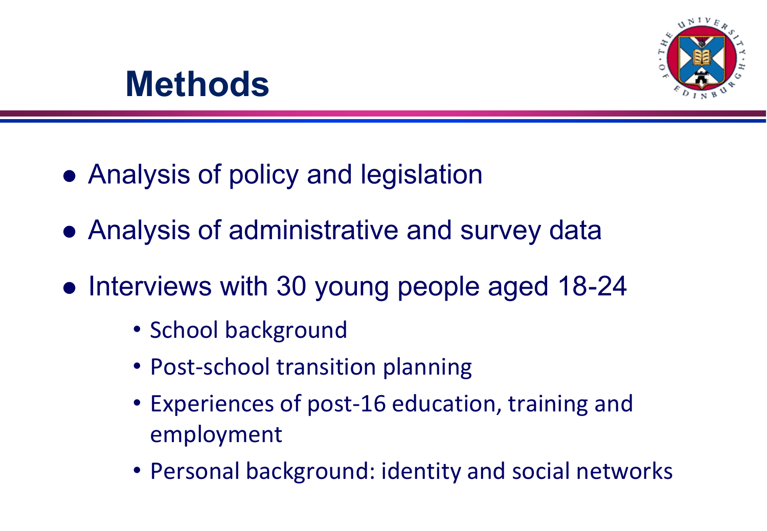# Methods

- Analysis of policy and legislation
- Analysis of administrative and survey data
- Interviews with 30 young people aged 18-24
  - School background
  - Post-school transition planning
  - Experiences of post-16 education, training and employment
  - Personal background: identity and social networks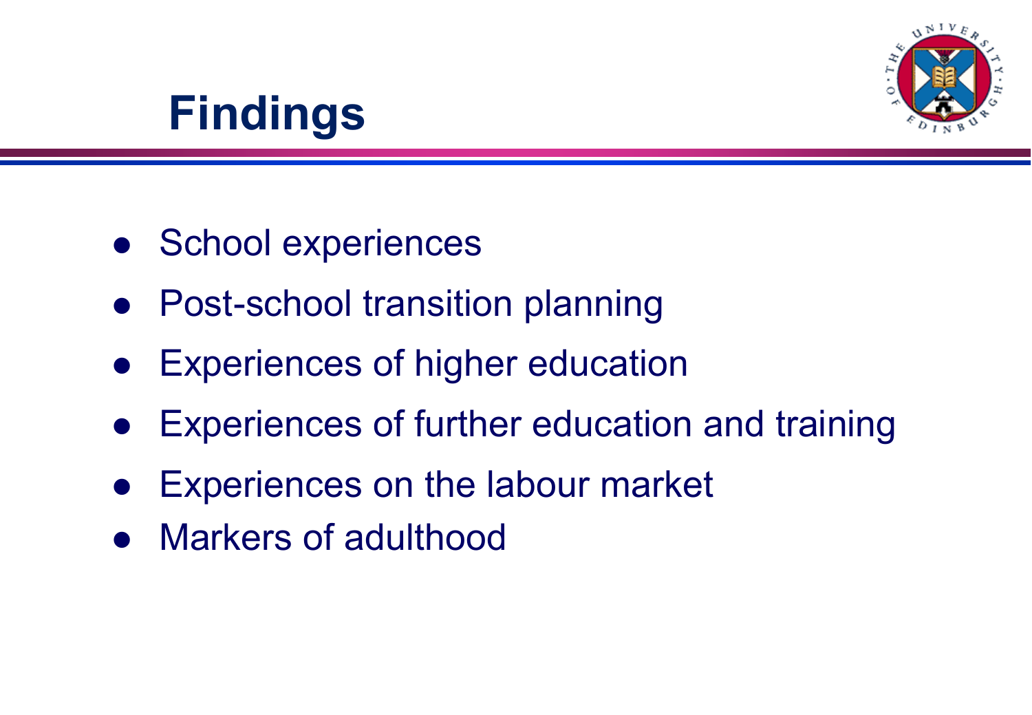# Findings

- School experiences
- Post-school transition planning
- Experiences of higher education
- Experiences of further education and training
- Experiences on the labour market
- Markers of adulthood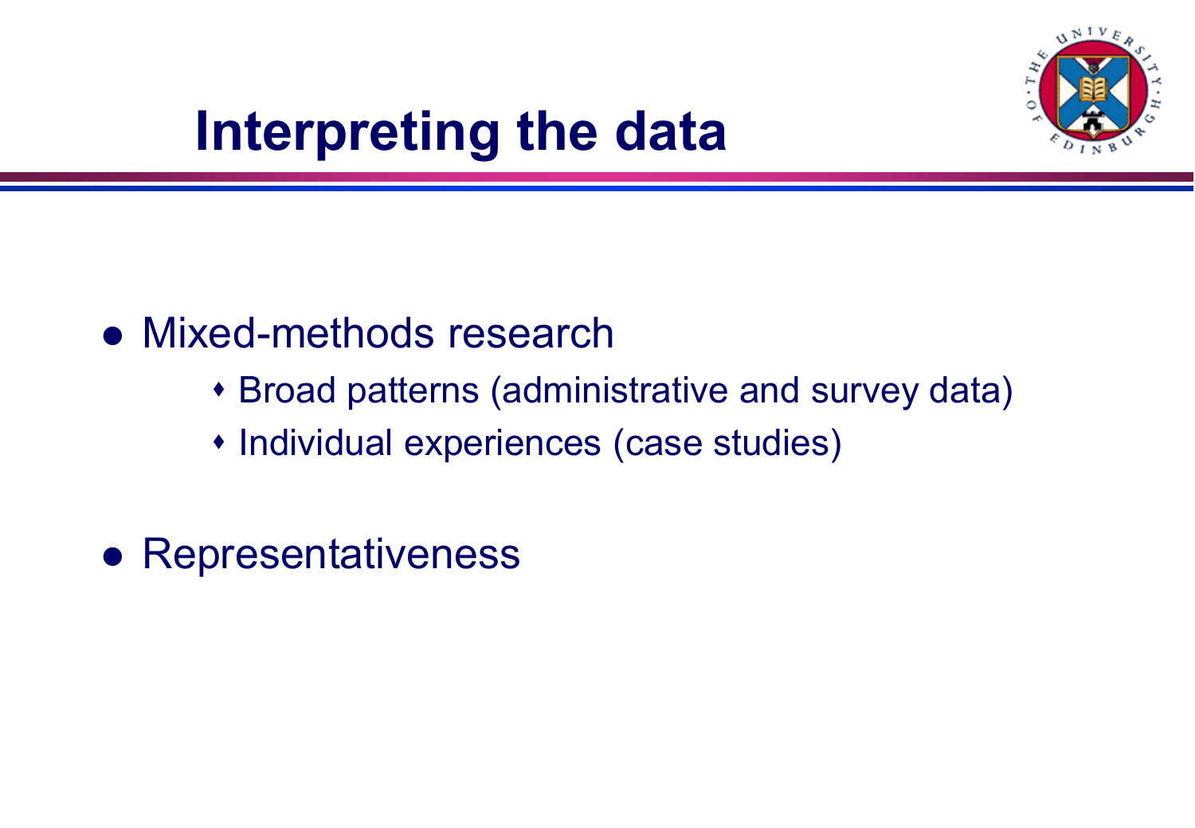# Interpreting the data

- Mixed-methods research
  - Broad patterns (administrative and survey data)
  - Individual experiences (case studies)
- Representativeness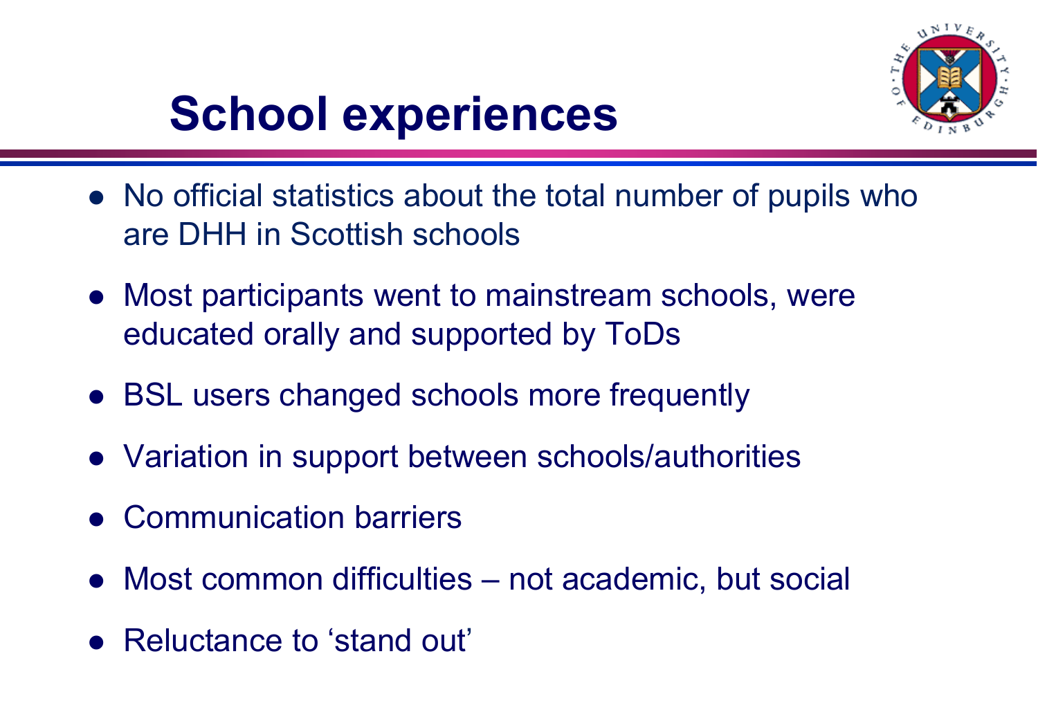# School experiences

- No official statistics about the total number of pupils who are DHH in Scottish schools
- Most participants went to mainstream schools, were educated orally and supported by ToDs
- BSL users changed schools more frequently
- Variation in support between schools/authorities
- Communication barriers
- Most common difficulties – not academic, but social
- Reluctance to ‘stand out’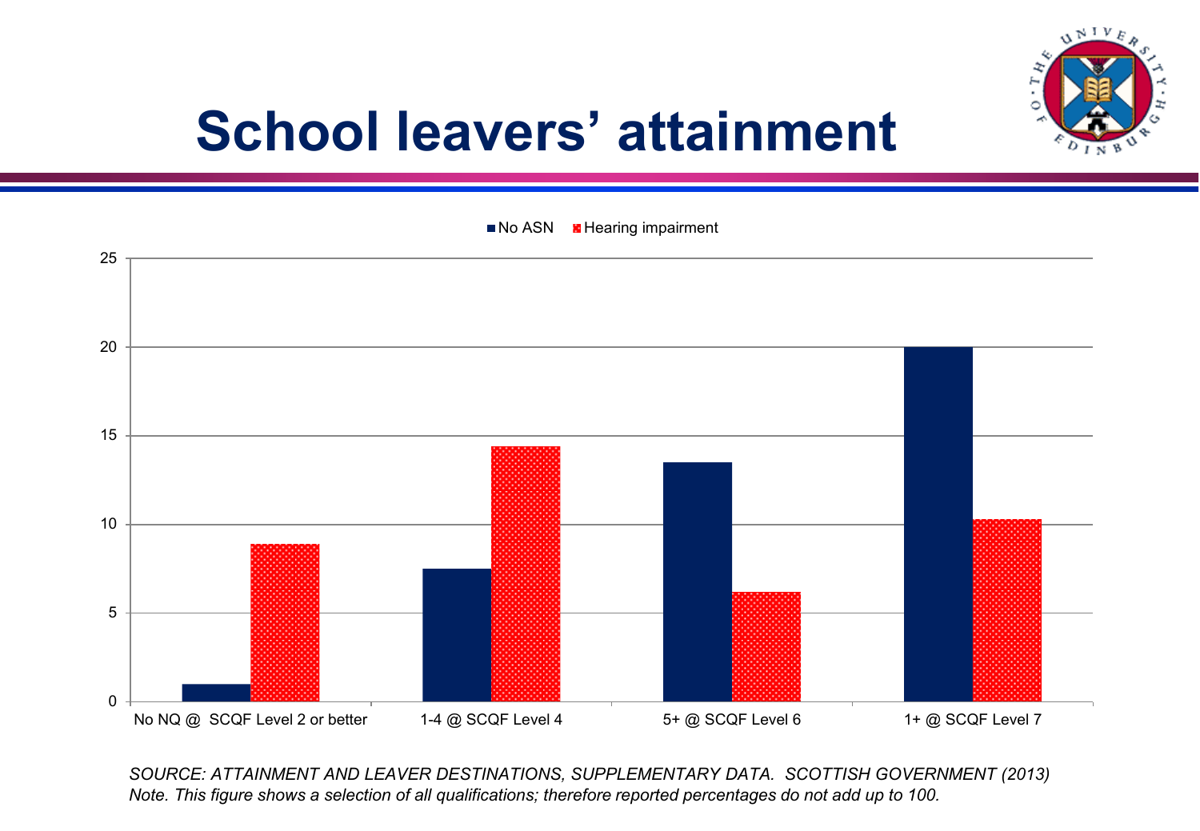# School leavers' attainment

No ASN | Hearing impairment

| | No ASN | Hearing impairment |
|---|---|---|
| No NQ @ SCQF Level 2 or better | 1 | 8.9 |
| 1-4 @ SCQF Level 4 | 7.5 | 14.4 |
| 5+ @ SCQF Level 6 | 13.5 | 6.2 |
| 1+ @ SCQF Level 7 | 20 | 10.3 |

*SOURCE: ATTAINMENT AND LEAVER DESTINATIONS, SUPPLEMENTARY DATA. SCOTTISH GOVERNMENT (2013)*
*Note. This figure shows a selection of all qualifications; therefore reported percentages do not add up to 100.*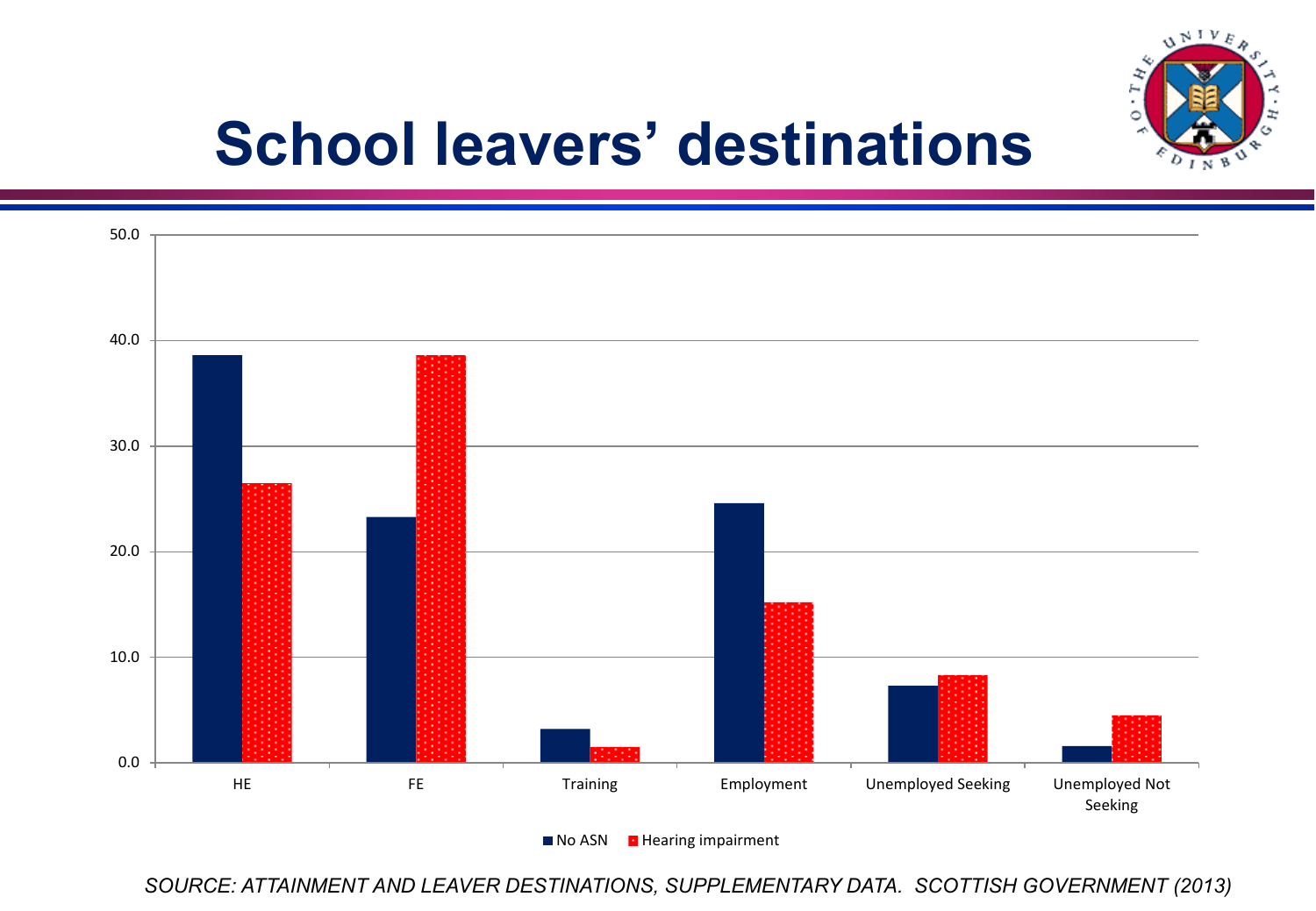# School leavers' destinations

50.0
40.0
30.0
20.0
10.0
0.0

HE FE Training Employment Unemployed Seeking Unemployed Not Seeking

■ No ASN ■ Hearing impairment

*SOURCE: ATTAINMENT AND LEAVER DESTINATIONS, SUPPLEMENTARY DATA. SCOTTISH GOVERNMENT (2013)*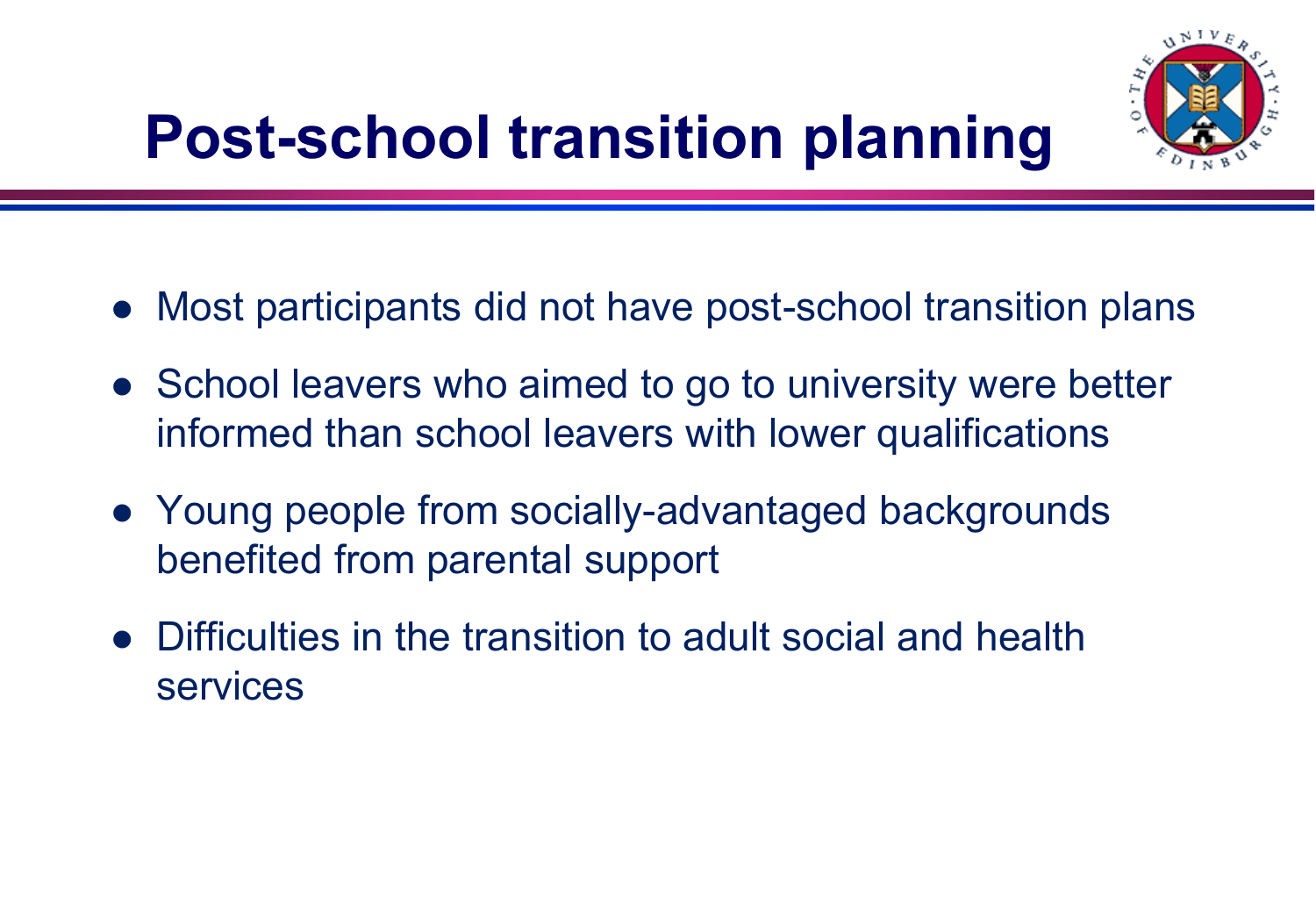# Post-school transition planning

- Most participants did not have post-school transition plans
- School leavers who aimed to go to university were better informed than school leavers with lower qualifications
- Young people from socially-advantaged backgrounds benefited from parental support
- Difficulties in the transition to adult social and health services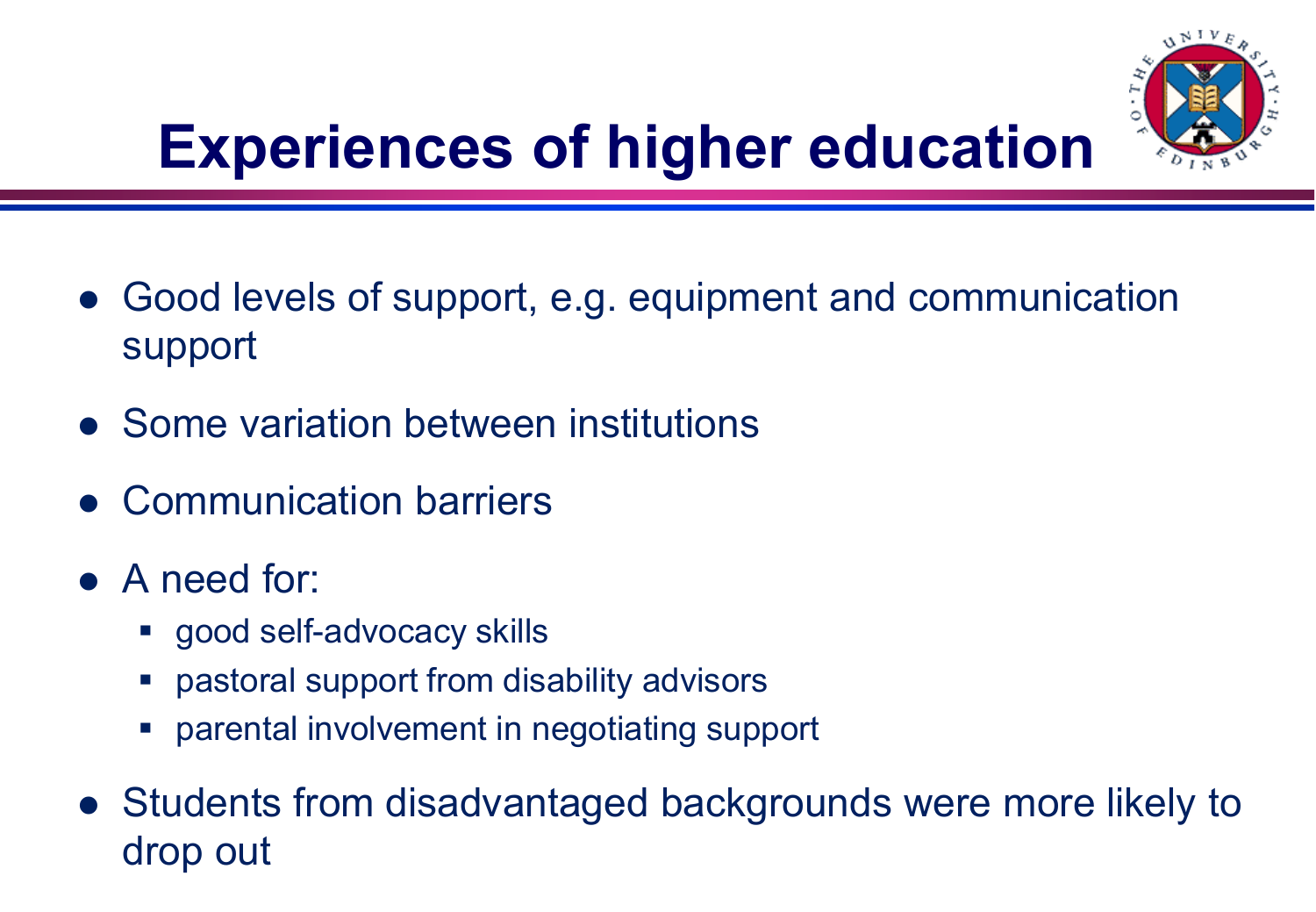# Experiences of higher education

- Good levels of support, e.g. equipment and communication support
- Some variation between institutions
- Communication barriers
- A need for:
  - good self-advocacy skills
  - pastoral support from disability advisors
  - parental involvement in negotiating support
- Students from disadvantaged backgrounds were more likely to drop out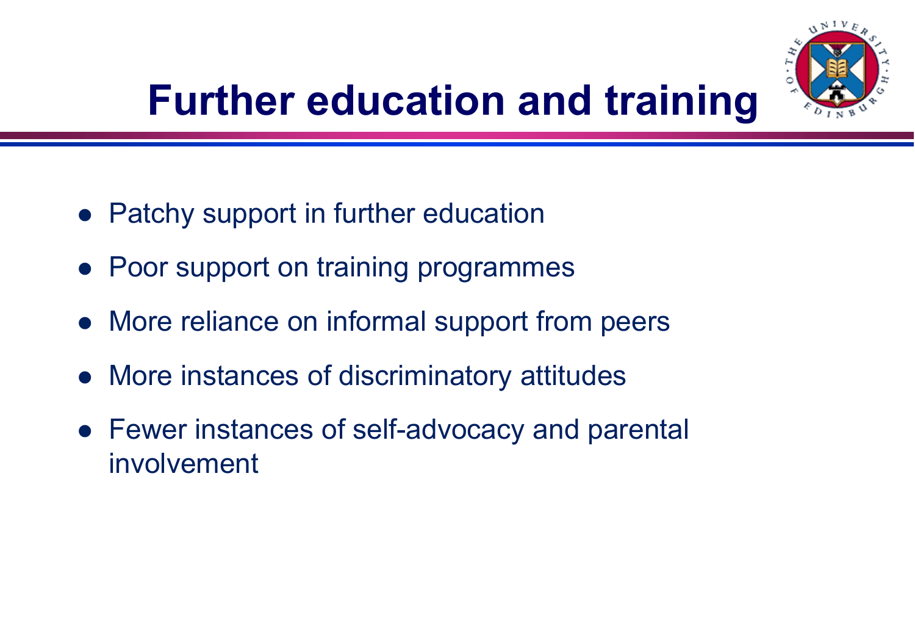# Further education and training

- Patchy support in further education
- Poor support on training programmes
- More reliance on informal support from peers
- More instances of discriminatory attitudes
- Fewer instances of self-advocacy and parental involvement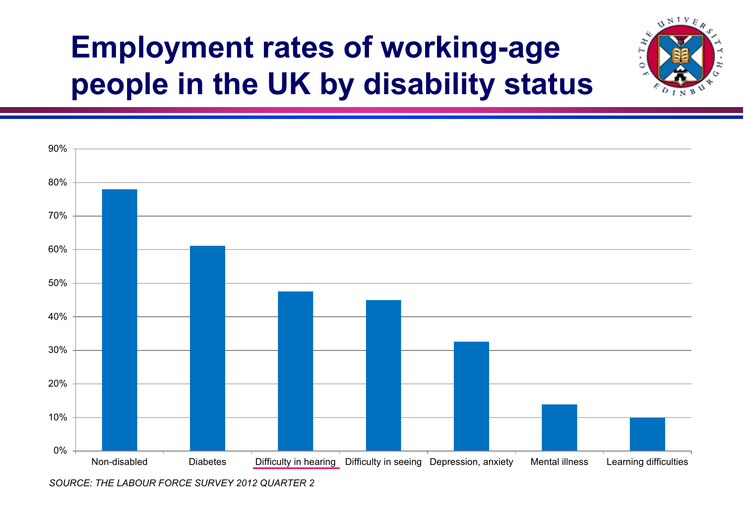# Employment rates of working-age people in the UK by disability status

| Disability status | Employment rate |
| --- | --- |
| Non-disabled | 78% |
| Diabetes | 61% |
| Difficulty in hearing | 47.5% |
| Difficulty in seeing | 45% |
| Depression, anxiety | 32.5% |
| Mental illness | 14% |
| Learning difficulties | 10% |

*SOURCE: THE LABOUR FORCE SURVEY 2012 QUARTER 2*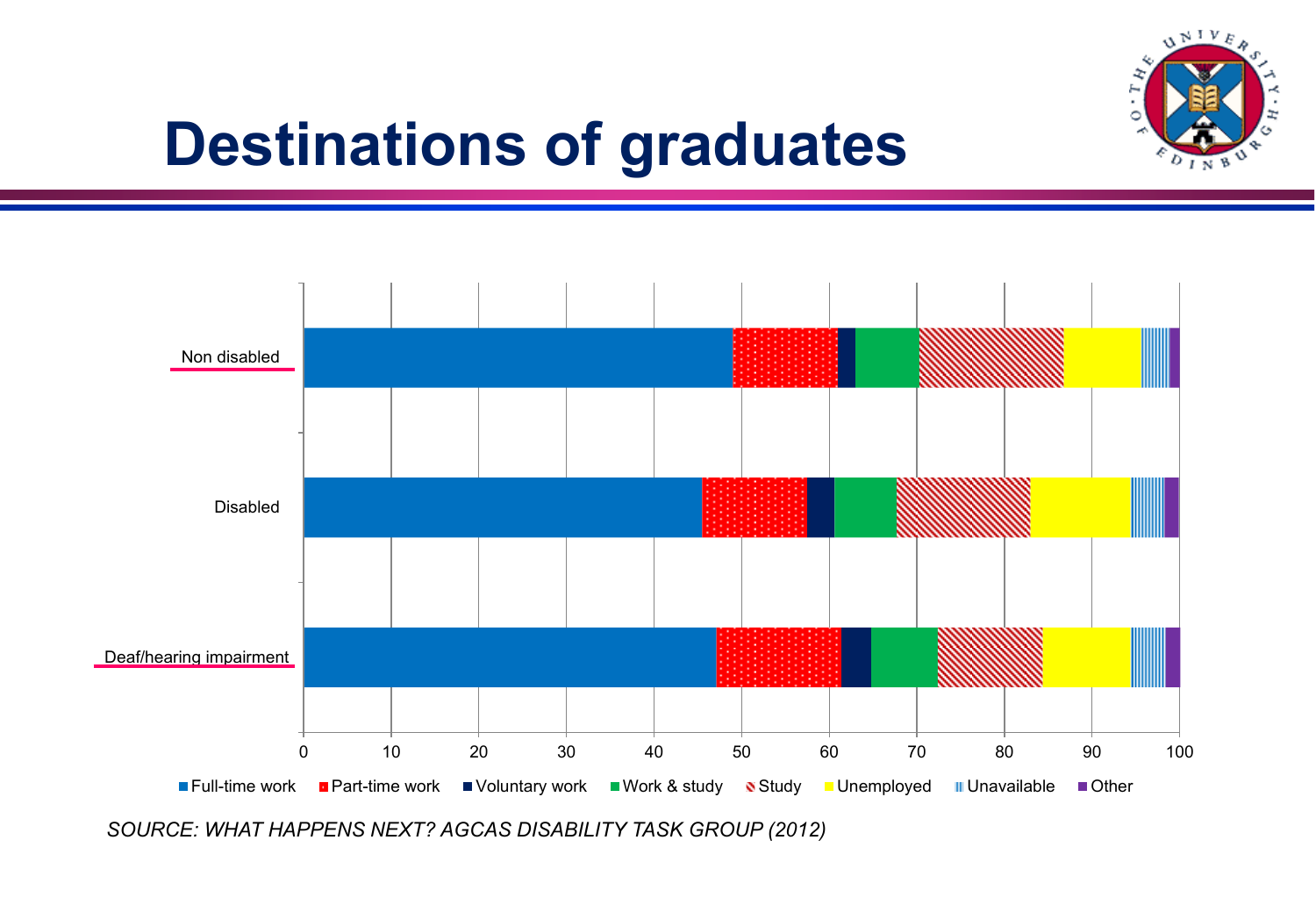# Destinations of graduates

Non disabled

Disabled

Deaf/hearing impairment

0 10 20 30 40 50 60 70 80 90 100

Full-time work | Part-time work | Voluntary work | Work & study | Study | Unemployed | Unavailable | Other

*SOURCE: WHAT HAPPENS NEXT? AGCAS DISABILITY TASK GROUP (2012)*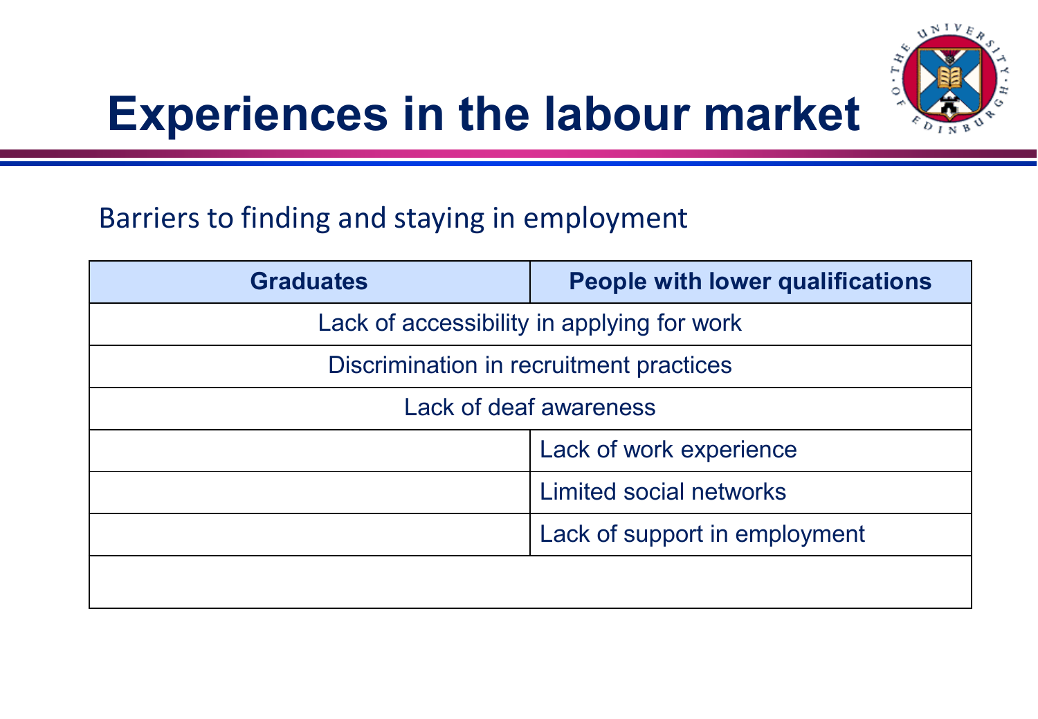# Experiences in the labour market

Barriers to finding and staying in employment

| Graduates | People with lower qualifications |
|---|---|
| Lack of accessibility in applying for work | |
| Discrimination in recruitment practices | |
| Lack of deaf awareness | |
| | Lack of work experience |
| | Limited social networks |
| | Lack of support in employment |
| | |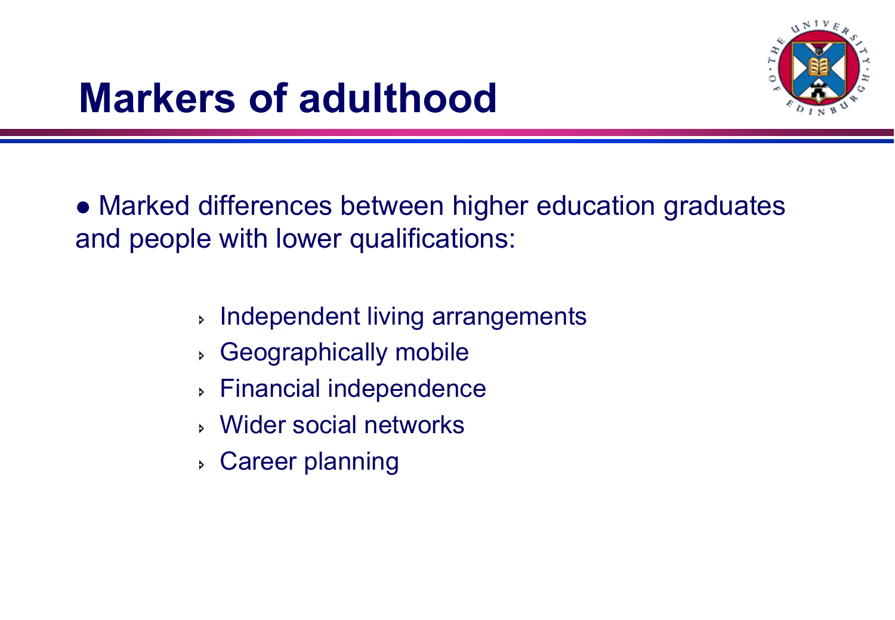# Markers of adulthood

- Marked differences between higher education graduates and people with lower qualifications:
  - Independent living arrangements
  - Geographically mobile
  - Financial independence
  - Wider social networks
  - Career planning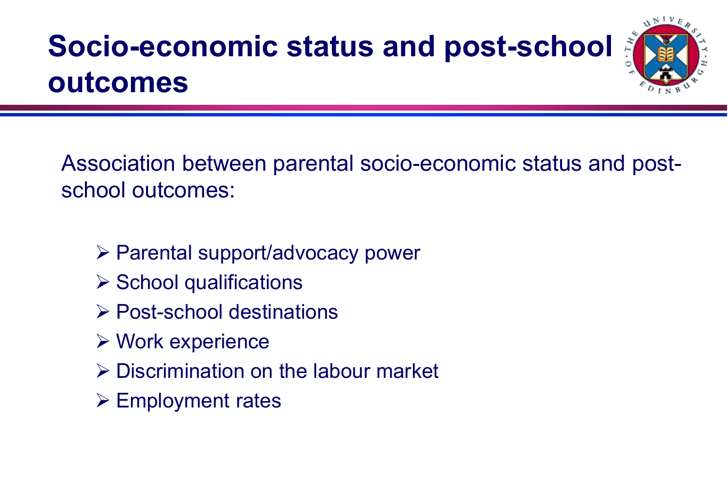# Socio-economic status and post-school outcomes

Association between parental socio-economic status and post-school outcomes:

- Parental support/advocacy power
- School qualifications
- Post-school destinations
- Work experience
- Discrimination on the labour market
- Employment rates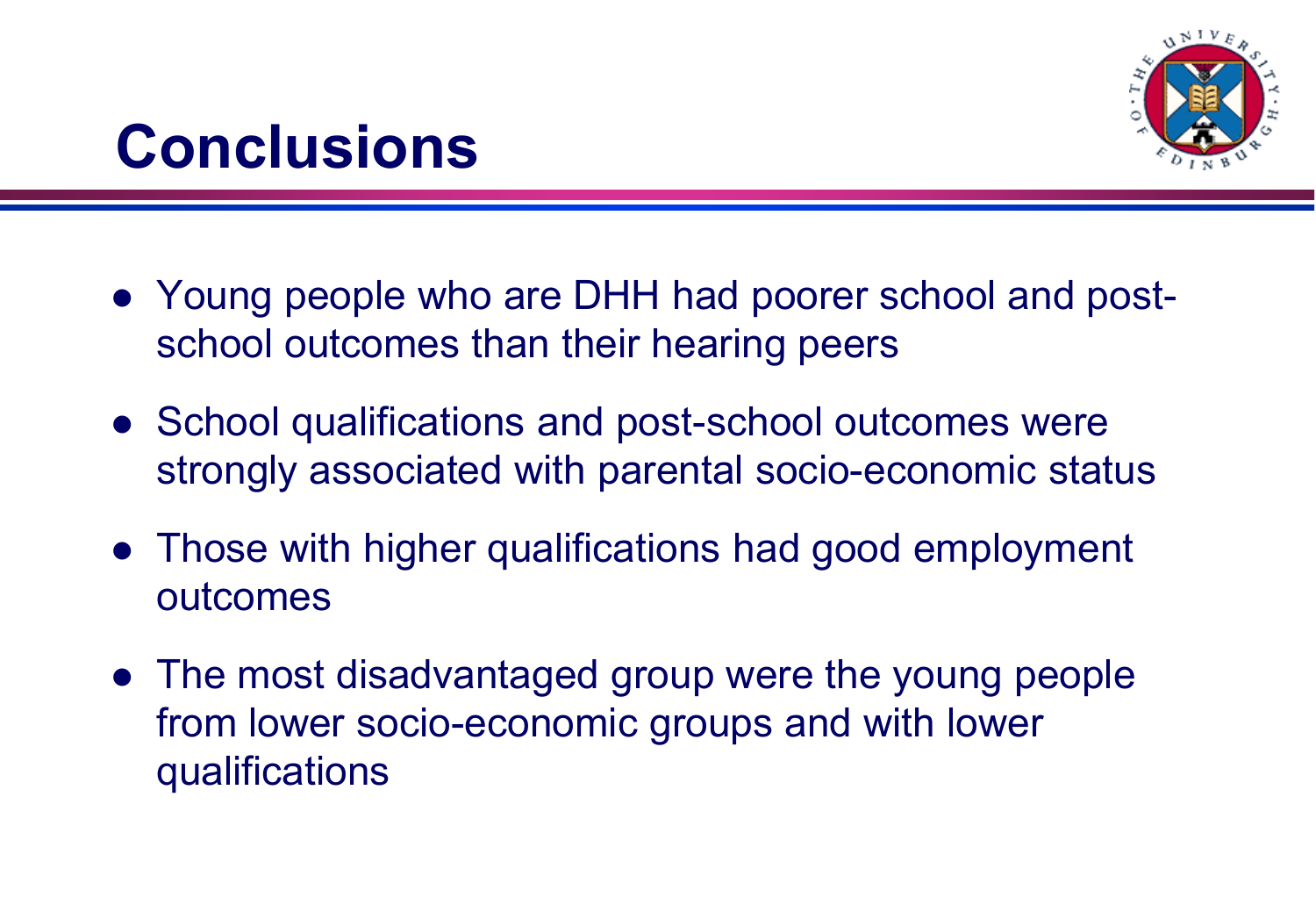# Conclusions

- Young people who are DHH had poorer school and post-school outcomes than their hearing peers
- School qualifications and post-school outcomes were strongly associated with parental socio-economic status
- Those with higher qualifications had good employment outcomes
- The most disadvantaged group were the young people from lower socio-economic groups and with lower qualifications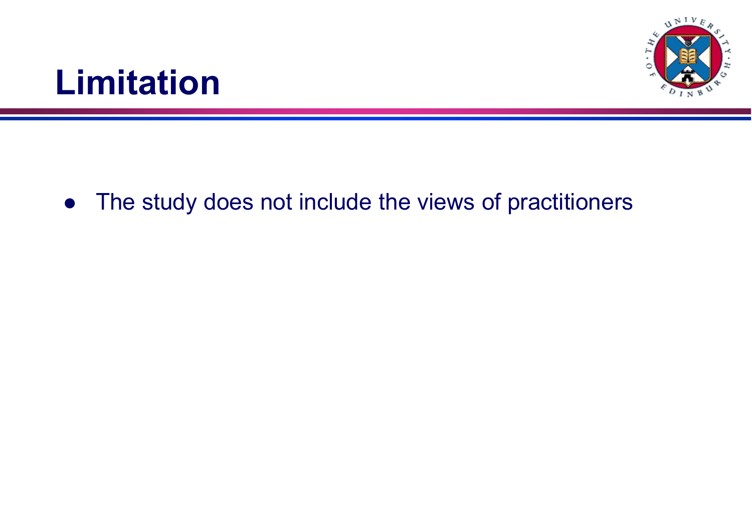# Limitation

- The study does not include the views of practitioners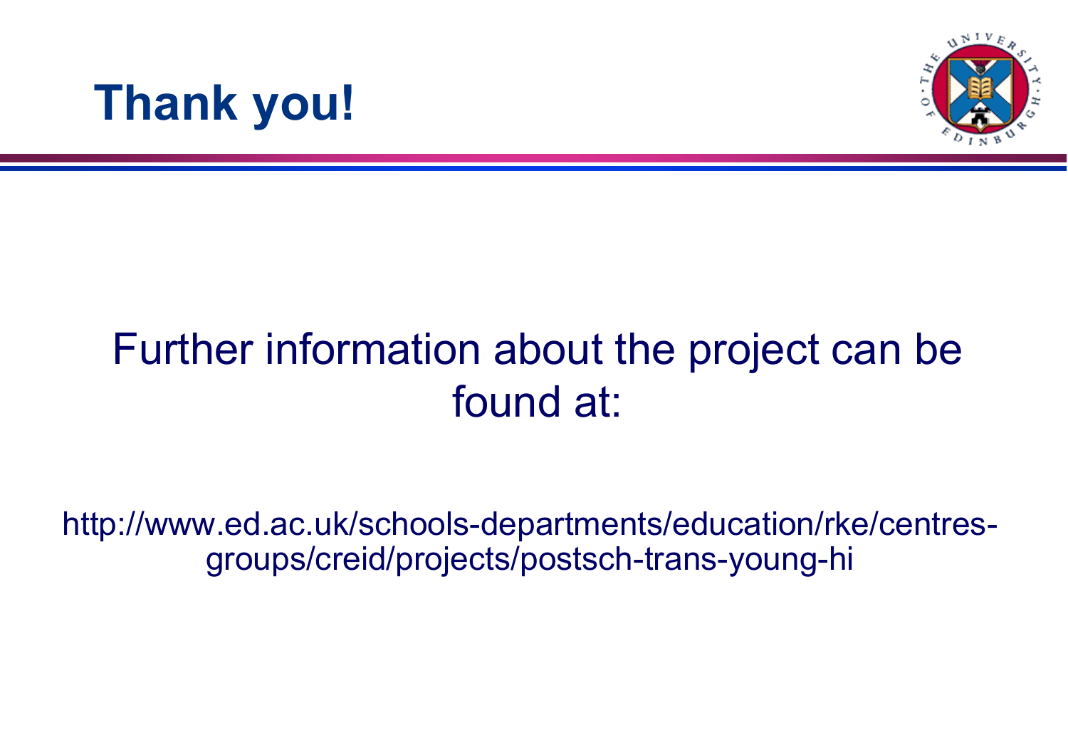# Thank you!

Further information about the project can be found at:

http://www.ed.ac.uk/schools-departments/education/rke/centres-groups/creid/projects/postsch-trans-young-hi